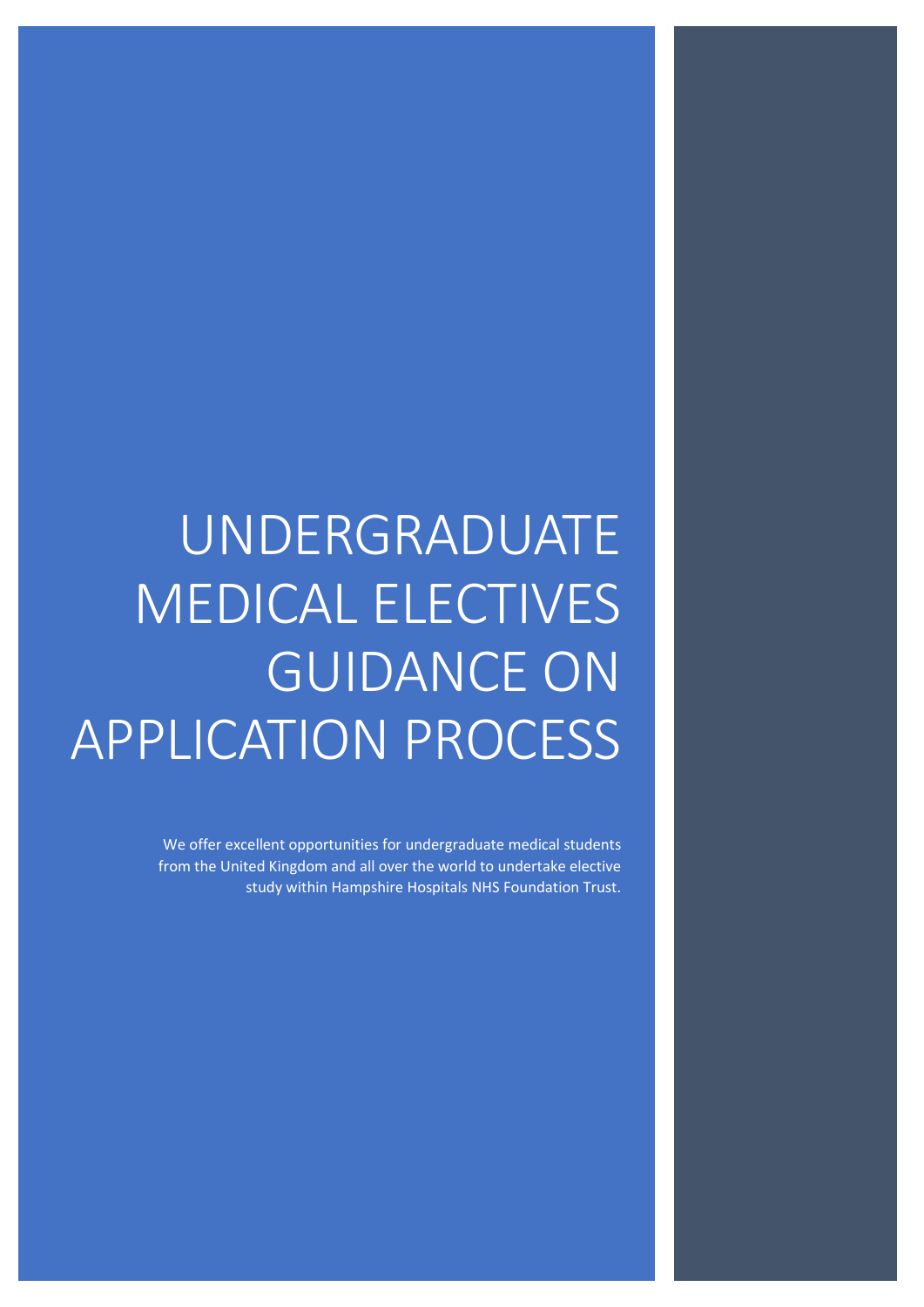# UNDERGRADUATE MEDICAL ELECTIVES GUIDANCE ON APPLICATION PROCESS

We offer excellent opportunities for undergraduate medical students from the United Kingdom and all over the world to undertake elective study within Hampshire Hospitals NHS Foundation Trust.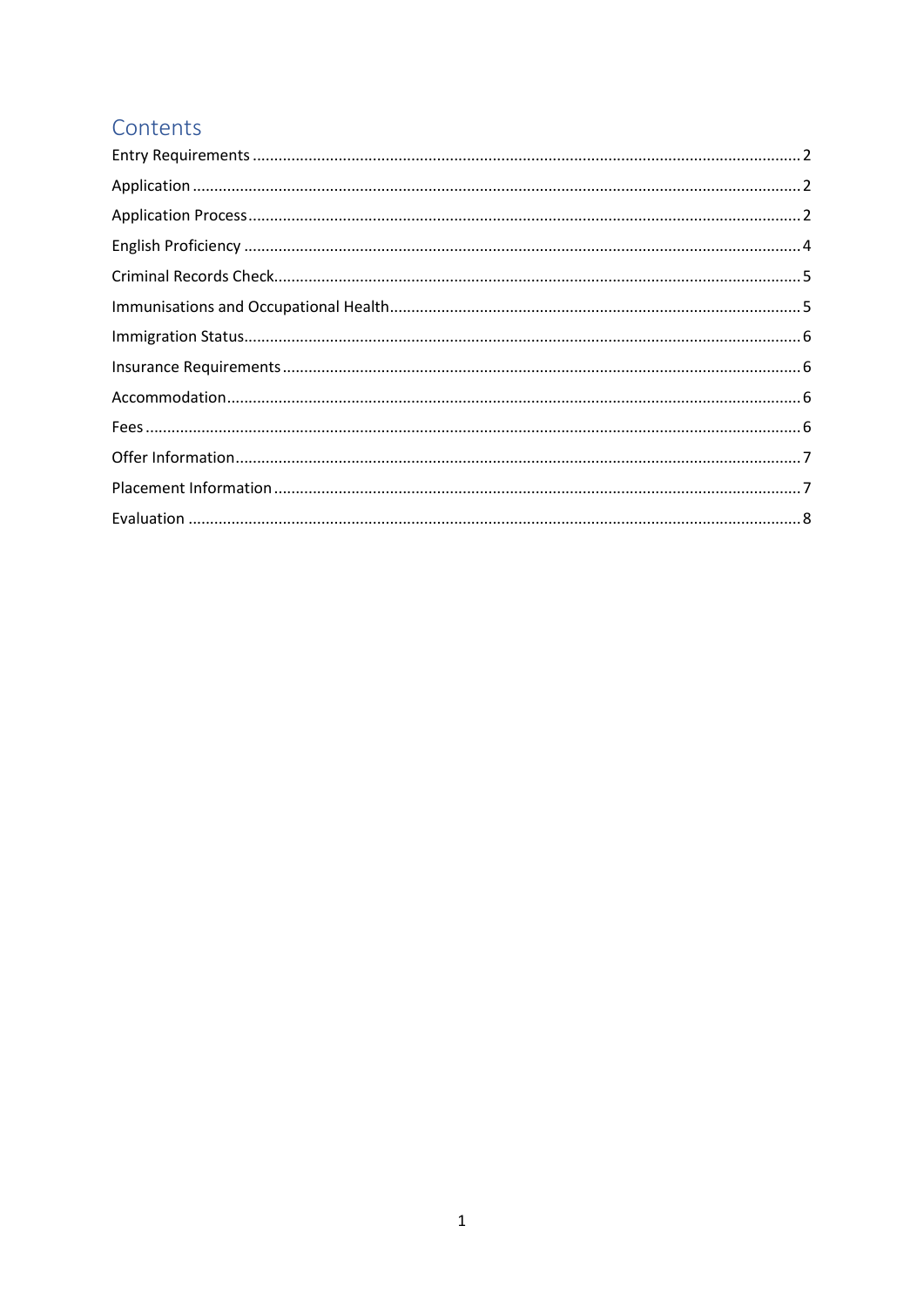## Contents

Entry Requirements ........ 2

Application ........ 2

Application Process ........ 2

English Proficiency ........ 4

Criminal Records Check ........ 5

Immunisations and Occupational Health ........ 5

Immigration Status ........ 6

Insurance Requirements ........ 6

Accommodation ........ 6

Fees ........ 6

Offer Information ........ 7

Placement Information ........ 7

Evaluation ........ 8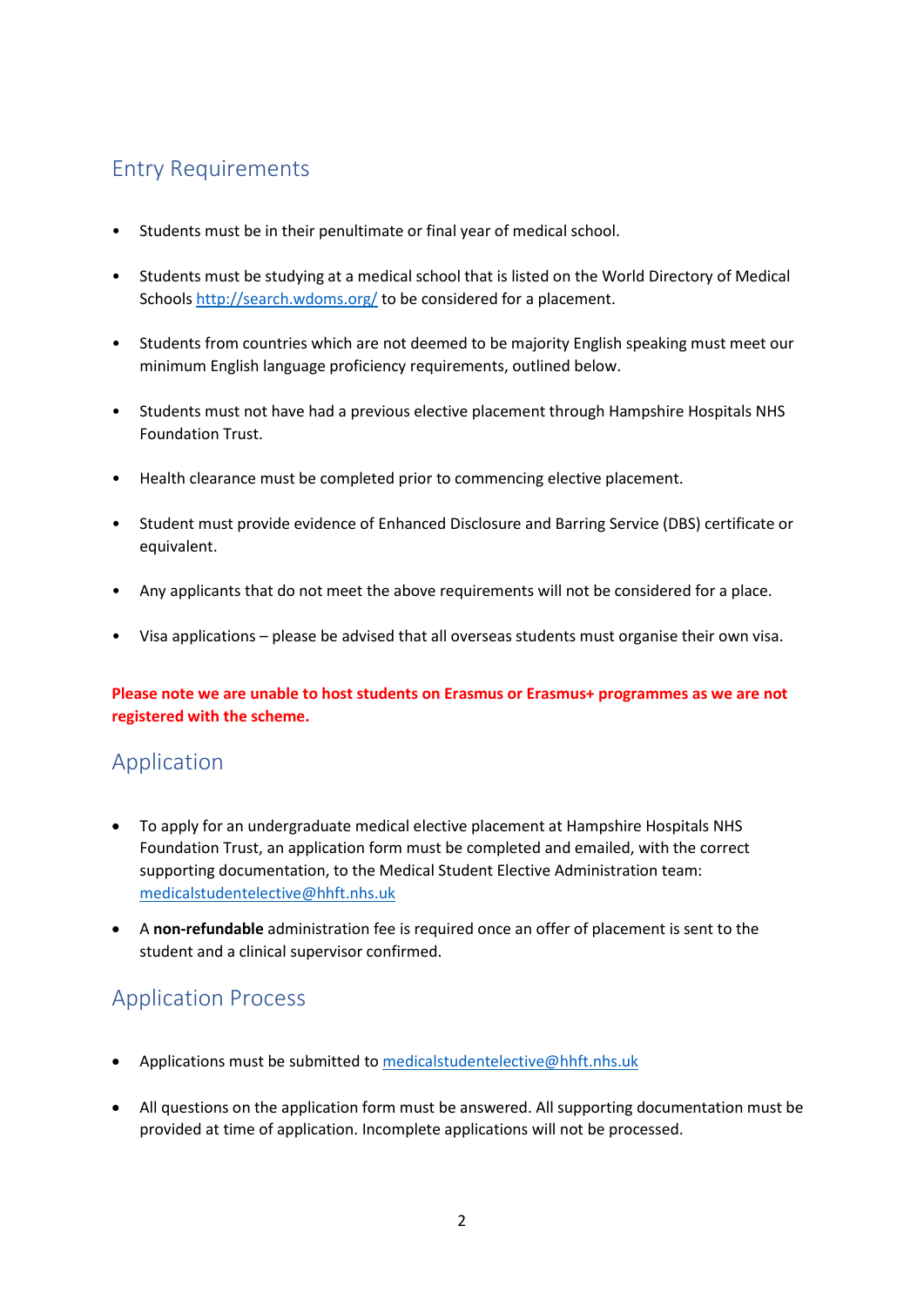## Entry Requirements

- Students must be in their penultimate or final year of medical school.
- Students must be studying at a medical school that is listed on the World Directory of Medical Schools http://search.wdoms.org/ to be considered for a placement.
- Students from countries which are not deemed to be majority English speaking must meet our minimum English language proficiency requirements, outlined below.
- Students must not have had a previous elective placement through Hampshire Hospitals NHS Foundation Trust.
- Health clearance must be completed prior to commencing elective placement.
- Student must provide evidence of Enhanced Disclosure and Barring Service (DBS) certificate or equivalent.
- Any applicants that do not meet the above requirements will not be considered for a place.
- Visa applications – please be advised that all overseas students must organise their own visa.

**Please note we are unable to host students on Erasmus or Erasmus+ programmes as we are not registered with the scheme.**

## Application

- To apply for an undergraduate medical elective placement at Hampshire Hospitals NHS Foundation Trust, an application form must be completed and emailed, with the correct supporting documentation, to the Medical Student Elective Administration team: medicalstudentelective@hhft.nhs.uk
- A **non-refundable** administration fee is required once an offer of placement is sent to the student and a clinical supervisor confirmed.

## Application Process

- Applications must be submitted to medicalstudentelective@hhft.nhs.uk
- All questions on the application form must be answered. All supporting documentation must be provided at time of application. Incomplete applications will not be processed.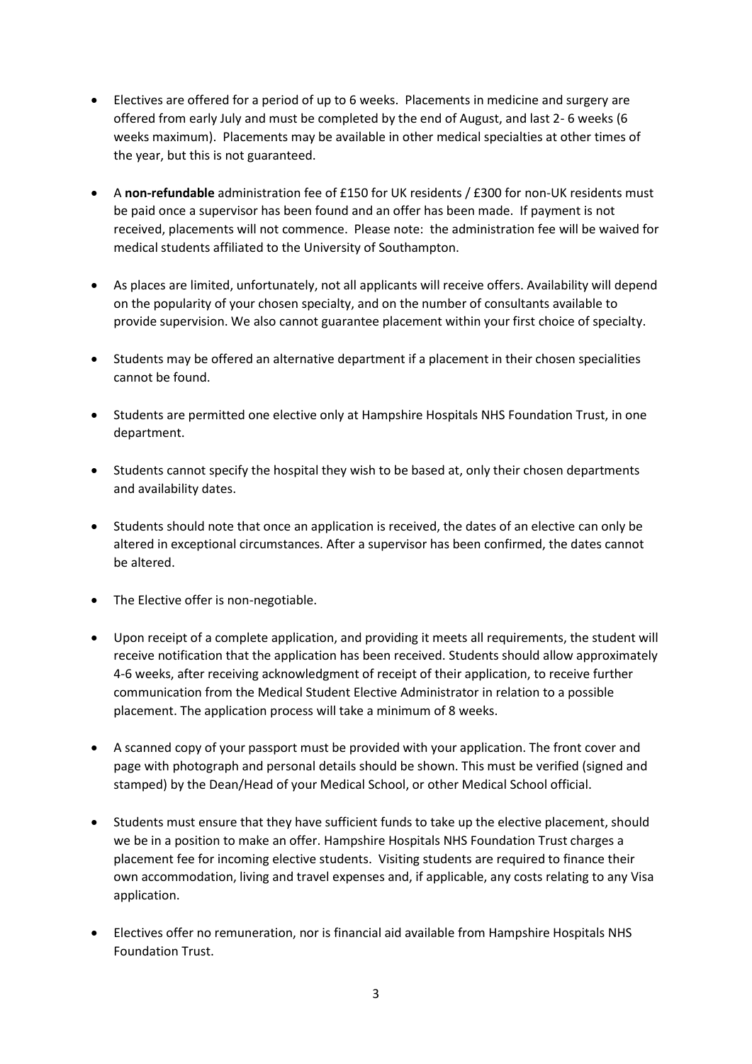- Electives are offered for a period of up to 6 weeks. Placements in medicine and surgery are offered from early July and must be completed by the end of August, and last 2- 6 weeks (6 weeks maximum). Placements may be available in other medical specialties at other times of the year, but this is not guaranteed.

- A **non-refundable** administration fee of £150 for UK residents / £300 for non-UK residents must be paid once a supervisor has been found and an offer has been made. If payment is not received, placements will not commence. Please note: the administration fee will be waived for medical students affiliated to the University of Southampton.

- As places are limited, unfortunately, not all applicants will receive offers. Availability will depend on the popularity of your chosen specialty, and on the number of consultants available to provide supervision. We also cannot guarantee placement within your first choice of specialty.

- Students may be offered an alternative department if a placement in their chosen specialities cannot be found.

- Students are permitted one elective only at Hampshire Hospitals NHS Foundation Trust, in one department.

- Students cannot specify the hospital they wish to be based at, only their chosen departments and availability dates.

- Students should note that once an application is received, the dates of an elective can only be altered in exceptional circumstances. After a supervisor has been confirmed, the dates cannot be altered.

- The Elective offer is non-negotiable.

- Upon receipt of a complete application, and providing it meets all requirements, the student will receive notification that the application has been received. Students should allow approximately 4-6 weeks, after receiving acknowledgment of receipt of their application, to receive further communication from the Medical Student Elective Administrator in relation to a possible placement. The application process will take a minimum of 8 weeks.

- A scanned copy of your passport must be provided with your application. The front cover and page with photograph and personal details should be shown. This must be verified (signed and stamped) by the Dean/Head of your Medical School, or other Medical School official.

- Students must ensure that they have sufficient funds to take up the elective placement, should we be in a position to make an offer. Hampshire Hospitals NHS Foundation Trust charges a placement fee for incoming elective students. Visiting students are required to finance their own accommodation, living and travel expenses and, if applicable, any costs relating to any Visa application.

- Electives offer no remuneration, nor is financial aid available from Hampshire Hospitals NHS Foundation Trust.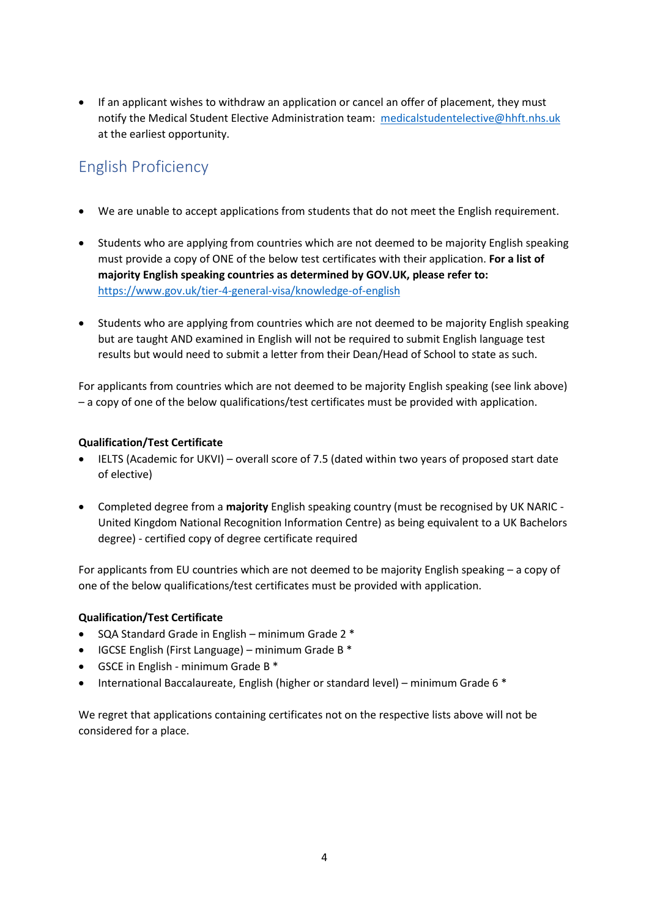- If an applicant wishes to withdraw an application or cancel an offer of placement, they must notify the Medical Student Elective Administration team: medicalstudentelective@hhft.nhs.uk at the earliest opportunity.

## English Proficiency

- We are unable to accept applications from students that do not meet the English requirement.
- Students who are applying from countries which are not deemed to be majority English speaking must provide a copy of ONE of the below test certificates with their application. **For a list of majority English speaking countries as determined by GOV.UK, please refer to:** https://www.gov.uk/tier-4-general-visa/knowledge-of-english
- Students who are applying from countries which are not deemed to be majority English speaking but are taught AND examined in English will not be required to submit English language test results but would need to submit a letter from their Dean/Head of School to state as such.

For applicants from countries which are not deemed to be majority English speaking (see link above) – a copy of one of the below qualifications/test certificates must be provided with application.

**Qualification/Test Certificate**

- IELTS (Academic for UKVI) – overall score of 7.5 (dated within two years of proposed start date of elective)
- Completed degree from a **majority** English speaking country (must be recognised by UK NARIC - United Kingdom National Recognition Information Centre) as being equivalent to a UK Bachelors degree) - certified copy of degree certificate required

For applicants from EU countries which are not deemed to be majority English speaking – a copy of one of the below qualifications/test certificates must be provided with application.

**Qualification/Test Certificate**

- SQA Standard Grade in English – minimum Grade 2 *
- IGCSE English (First Language) – minimum Grade B *
- GSCE in English - minimum Grade B *
- International Baccalaureate, English (higher or standard level) – minimum Grade 6 *

We regret that applications containing certificates not on the respective lists above will not be considered for a place.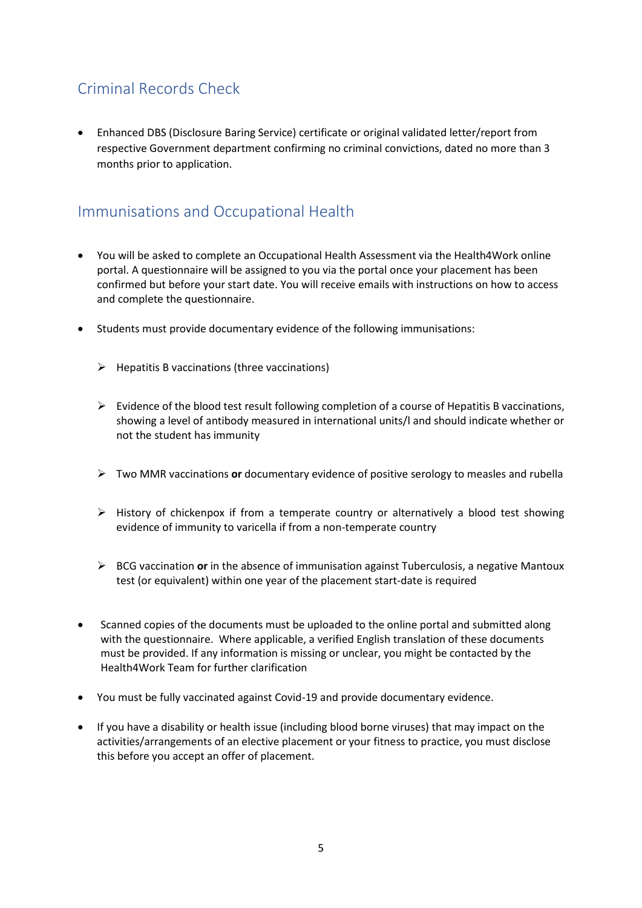## Criminal Records Check

- Enhanced DBS (Disclosure Baring Service) certificate or original validated letter/report from respective Government department confirming no criminal convictions, dated no more than 3 months prior to application.

## Immunisations and Occupational Health

- You will be asked to complete an Occupational Health Assessment via the Health4Work online portal. A questionnaire will be assigned to you via the portal once your placement has been confirmed but before your start date. You will receive emails with instructions on how to access and complete the questionnaire.

- Students must provide documentary evidence of the following immunisations:

  - Hepatitis B vaccinations (three vaccinations)

  - Evidence of the blood test result following completion of a course of Hepatitis B vaccinations, showing a level of antibody measured in international units/l and should indicate whether or not the student has immunity

  - Two MMR vaccinations **or** documentary evidence of positive serology to measles and rubella

  - History of chickenpox if from a temperate country or alternatively a blood test showing evidence of immunity to varicella if from a non-temperate country

  - BCG vaccination **or** in the absence of immunisation against Tuberculosis, a negative Mantoux test (or equivalent) within one year of the placement start-date is required

- Scanned copies of the documents must be uploaded to the online portal and submitted along with the questionnaire. Where applicable, a verified English translation of these documents must be provided. If any information is missing or unclear, you might be contacted by the Health4Work Team for further clarification

- You must be fully vaccinated against Covid-19 and provide documentary evidence.

- If you have a disability or health issue (including blood borne viruses) that may impact on the activities/arrangements of an elective placement or your fitness to practice, you must disclose this before you accept an offer of placement.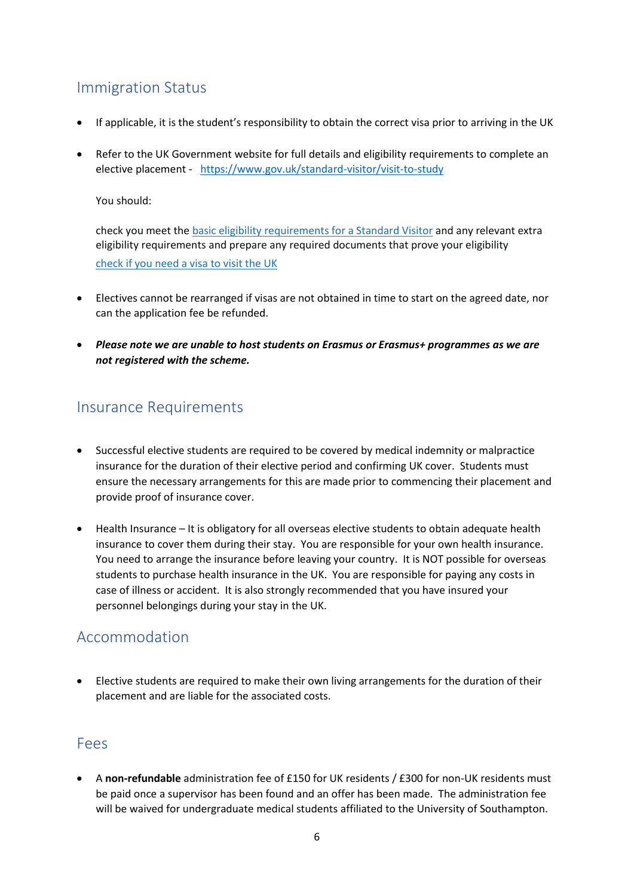## Immigration Status

- If applicable, it is the student's responsibility to obtain the correct visa prior to arriving in the UK

- Refer to the UK Government website for full details and eligibility requirements to complete an elective placement - https://www.gov.uk/standard-visitor/visit-to-study

  You should:

  check you meet the basic eligibility requirements for a Standard Visitor and any relevant extra eligibility requirements and prepare any required documents that prove your eligibility

  check if you need a visa to visit the UK

- Electives cannot be rearranged if visas are not obtained in time to start on the agreed date, nor can the application fee be refunded.

- ***Please note we are unable to host students on Erasmus or Erasmus+ programmes as we are not registered with the scheme.***

## Insurance Requirements

- Successful elective students are required to be covered by medical indemnity or malpractice insurance for the duration of their elective period and confirming UK cover. Students must ensure the necessary arrangements for this are made prior to commencing their placement and provide proof of insurance cover.

- Health Insurance – It is obligatory for all overseas elective students to obtain adequate health insurance to cover them during their stay. You are responsible for your own health insurance. You need to arrange the insurance before leaving your country. It is NOT possible for overseas students to purchase health insurance in the UK. You are responsible for paying any costs in case of illness or accident. It is also strongly recommended that you have insured your personnel belongings during your stay in the UK.

## Accommodation

- Elective students are required to make their own living arrangements for the duration of their placement and are liable for the associated costs.

## Fees

- A **non-refundable** administration fee of £150 for UK residents / £300 for non-UK residents must be paid once a supervisor has been found and an offer has been made. The administration fee will be waived for undergraduate medical students affiliated to the University of Southampton.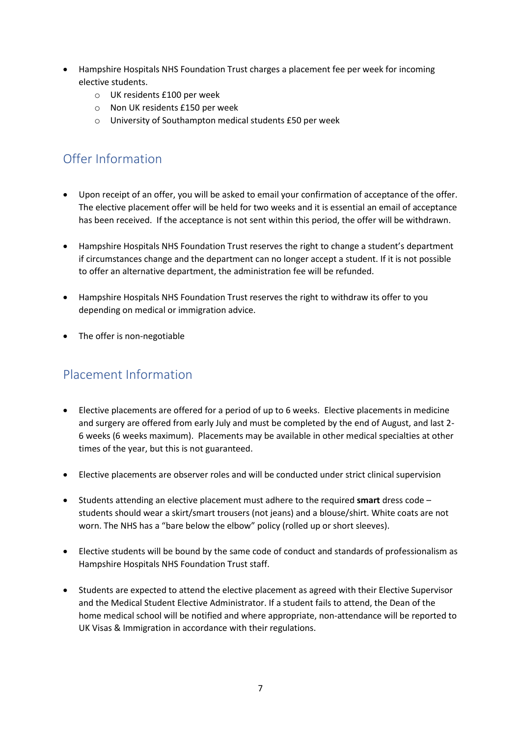- Hampshire Hospitals NHS Foundation Trust charges a placement fee per week for incoming elective students.
    - UK residents £100 per week
    - Non UK residents £150 per week
    - University of Southampton medical students £50 per week

## Offer Information

- Upon receipt of an offer, you will be asked to email your confirmation of acceptance of the offer. The elective placement offer will be held for two weeks and it is essential an email of acceptance has been received. If the acceptance is not sent within this period, the offer will be withdrawn.

- Hampshire Hospitals NHS Foundation Trust reserves the right to change a student's department if circumstances change and the department can no longer accept a student. If it is not possible to offer an alternative department, the administration fee will be refunded.

- Hampshire Hospitals NHS Foundation Trust reserves the right to withdraw its offer to you depending on medical or immigration advice.

- The offer is non-negotiable

## Placement Information

- Elective placements are offered for a period of up to 6 weeks. Elective placements in medicine and surgery are offered from early July and must be completed by the end of August, and last 2-6 weeks (6 weeks maximum). Placements may be available in other medical specialties at other times of the year, but this is not guaranteed.

- Elective placements are observer roles and will be conducted under strict clinical supervision

- Students attending an elective placement must adhere to the required **smart** dress code – students should wear a skirt/smart trousers (not jeans) and a blouse/shirt. White coats are not worn. The NHS has a "bare below the elbow" policy (rolled up or short sleeves).

- Elective students will be bound by the same code of conduct and standards of professionalism as Hampshire Hospitals NHS Foundation Trust staff.

- Students are expected to attend the elective placement as agreed with their Elective Supervisor and the Medical Student Elective Administrator. If a student fails to attend, the Dean of the home medical school will be notified and where appropriate, non-attendance will be reported to UK Visas & Immigration in accordance with their regulations.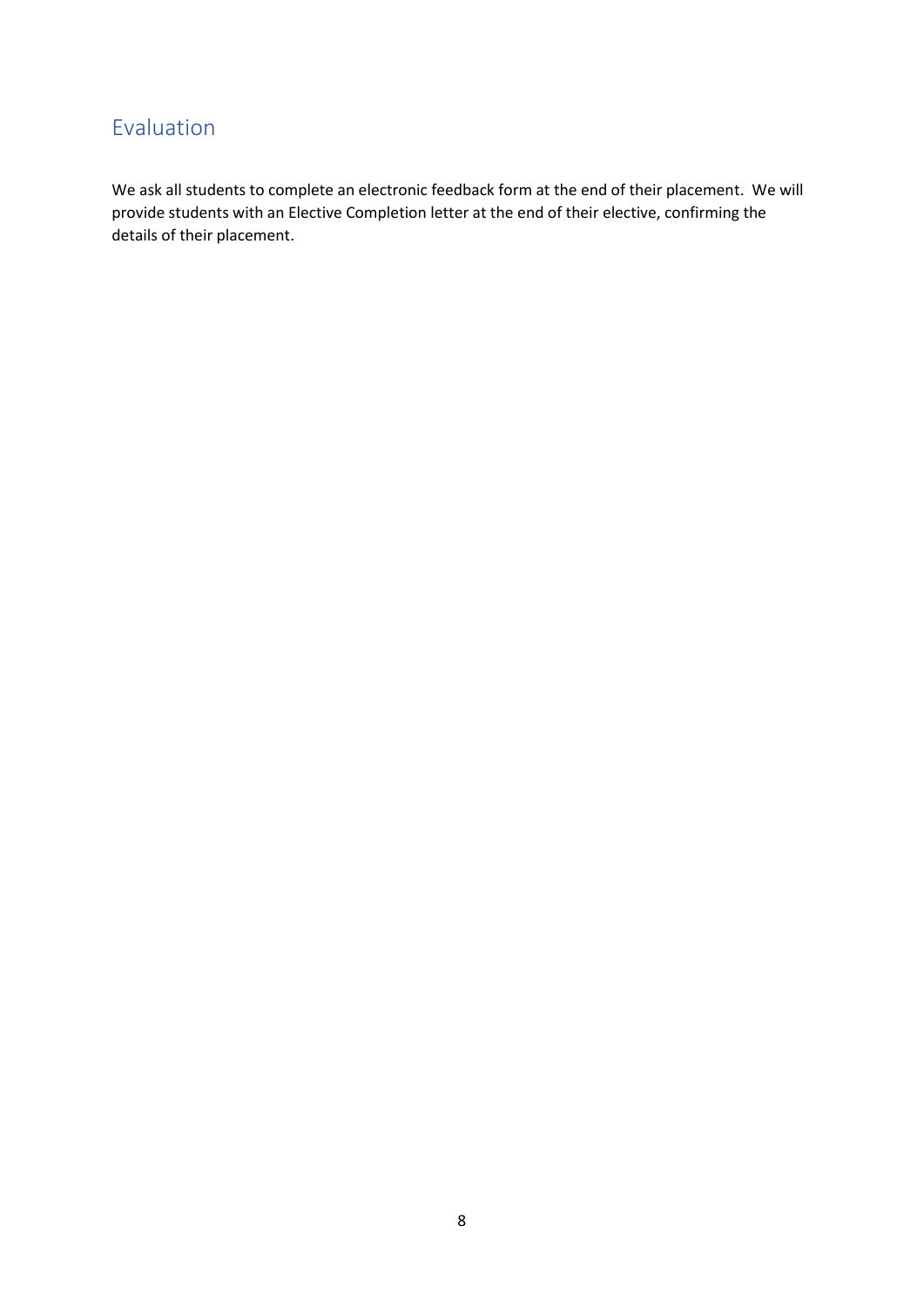## Evaluation

We ask all students to complete an electronic feedback form at the end of their placement. We will provide students with an Elective Completion letter at the end of their elective, confirming the details of their placement.